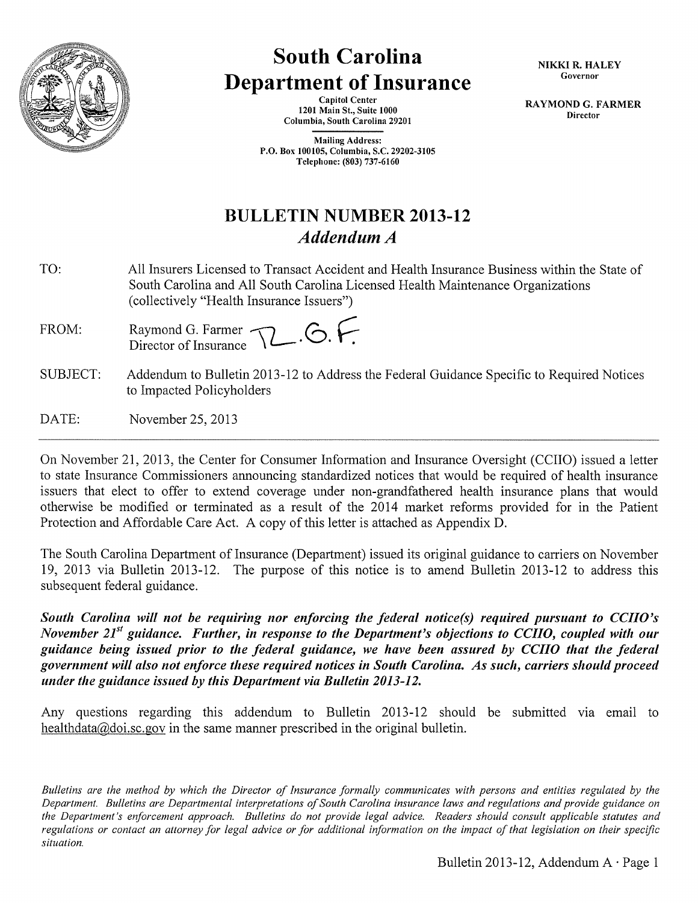# South Carolina Department of Insurance

Capitol Center
1201 Main St., Suite 1000
Columbia, South Carolina 29201

Mailing Address:
P.O. Box 100105, Columbia, S.C. 29202-3105
Telephone: (803) 737-6160

NIKKI R. HALEY
Governor

RAYMOND G. FARMER
Director

## BULLETIN NUMBER 2013-12
## *Addendum A*

TO: All Insurers Licensed to Transact Accident and Health Insurance Business within the State of South Carolina and All South Carolina Licensed Health Maintenance Organizations (collectively "Health Insurance Issuers")

FROM: Raymond G. Farmer
Director of Insurance R.G.F.

SUBJECT: Addendum to Bulletin 2013-12 to Address the Federal Guidance Specific to Required Notices to Impacted Policyholders

DATE: November 25, 2013

---

On November 21, 2013, the Center for Consumer Information and Insurance Oversight (CCIIO) issued a letter to state Insurance Commissioners announcing standardized notices that would be required of health insurance issuers that elect to offer to extend coverage under non-grandfathered health insurance plans that would otherwise be modified or terminated as a result of the 2014 market reforms provided for in the Patient Protection and Affordable Care Act. A copy of this letter is attached as Appendix D.

The South Carolina Department of Insurance (Department) issued its original guidance to carriers on November 19, 2013 via Bulletin 2013-12. The purpose of this notice is to amend Bulletin 2013-12 to address this subsequent federal guidance.

***South Carolina will not be requiring nor enforcing the federal notice(s) required pursuant to CCIIO's November 21st guidance. Further, in response to the Department's objections to CCIIO, coupled with our guidance being issued prior to the federal guidance, we have been assured by CCIIO that the federal government will also not enforce these required notices in South Carolina. As such, carriers should proceed under the guidance issued by this Department via Bulletin 2013-12.***

Any questions regarding this addendum to Bulletin 2013-12 should be submitted via email to healthdata@doi.sc.gov in the same manner prescribed in the original bulletin.

*Bulletins are the method by which the Director of Insurance formally communicates with persons and entities regulated by the Department. Bulletins are Departmental interpretations of South Carolina insurance laws and regulations and provide guidance on the Department's enforcement approach. Bulletins do not provide legal advice. Readers should consult applicable statutes and regulations or contact an attorney for legal advice or for additional information on the impact of that legislation on their specific situation.*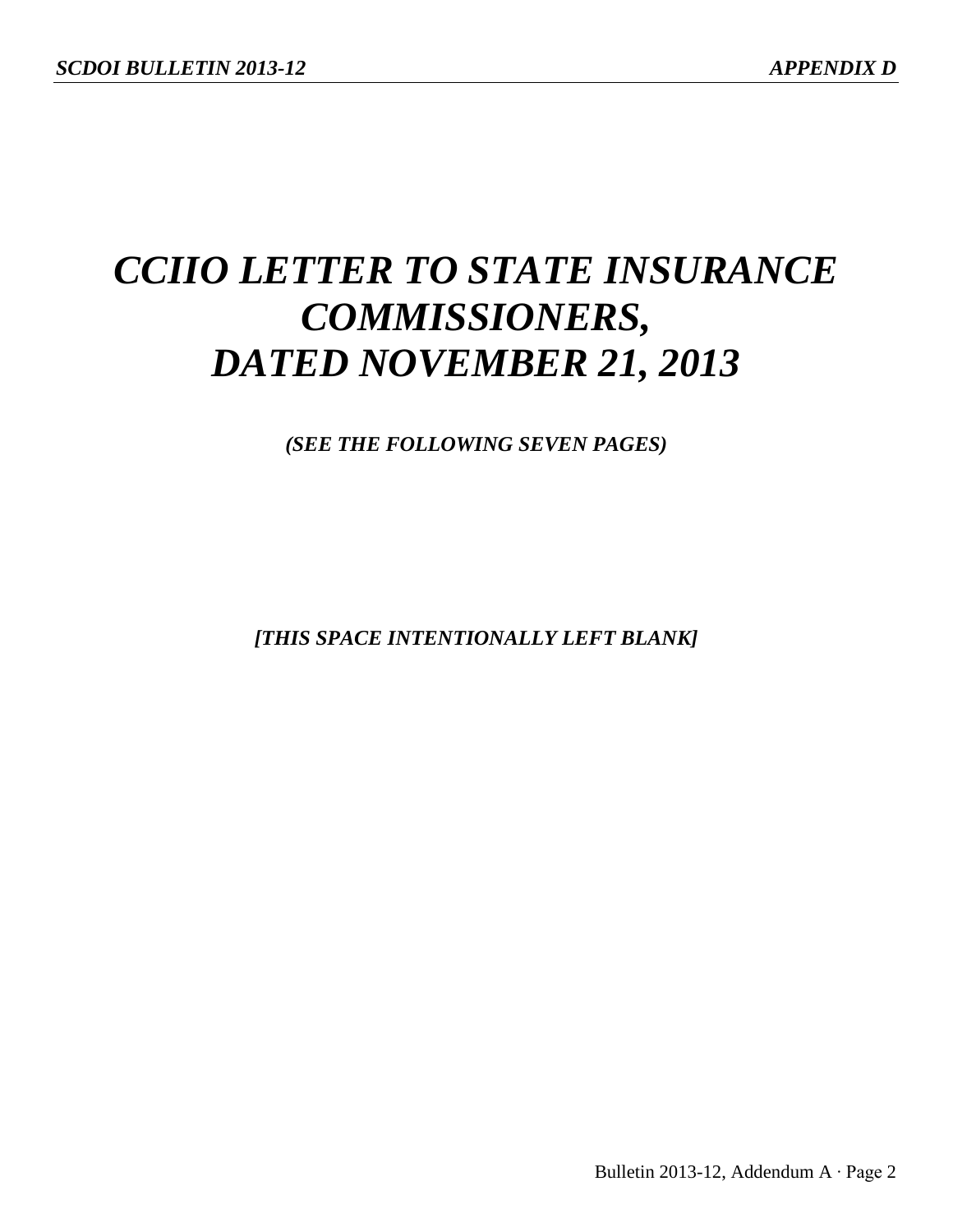# *CCIIO LETTER TO STATE INSURANCE COMMISSIONERS, DATED NOVEMBER 21, 2013*

***(SEE THE FOLLOWING SEVEN PAGES)***

***[THIS SPACE INTENTIONALLY LEFT BLANK]***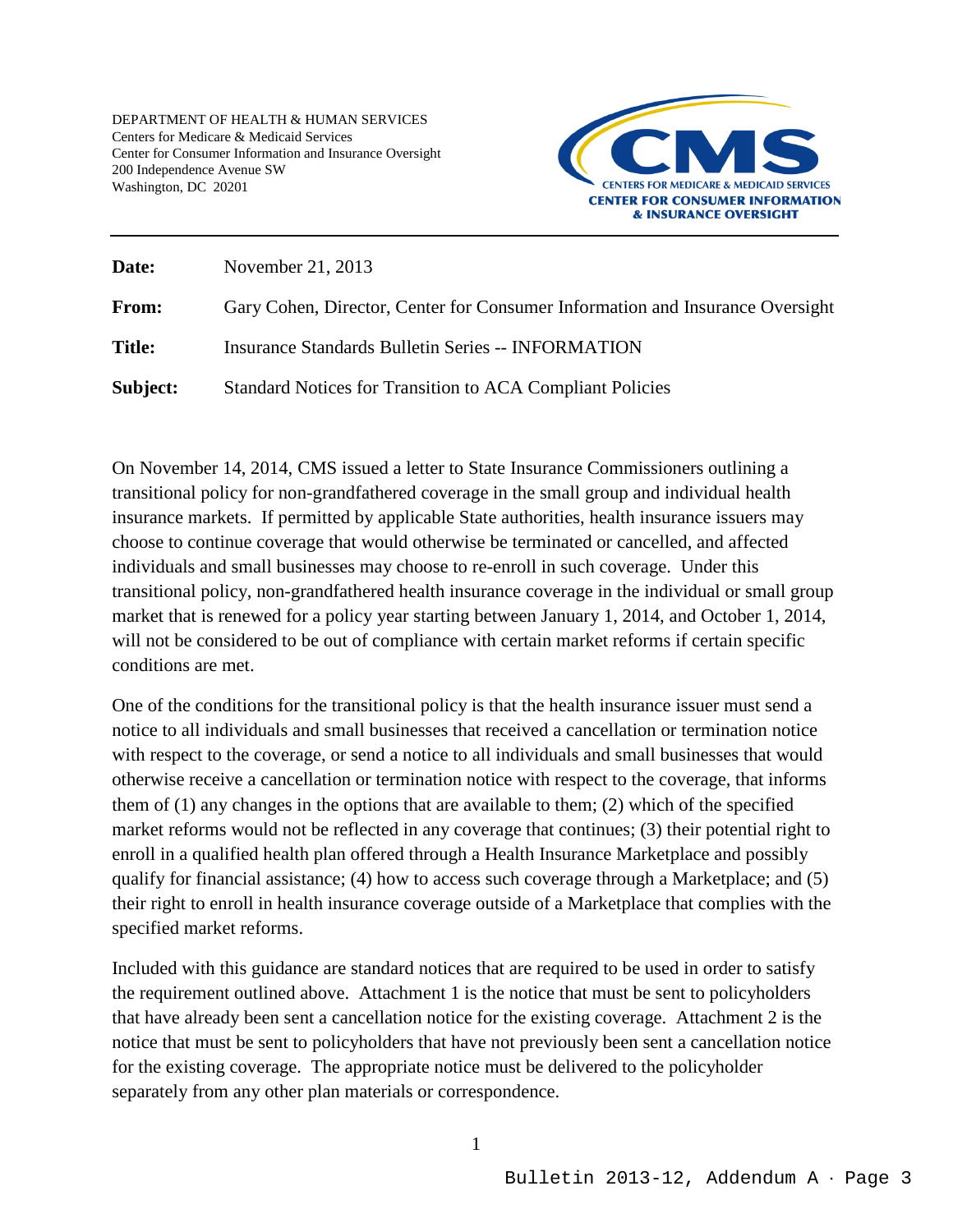DEPARTMENT OF HEALTH & HUMAN SERVICES
Centers for Medicare & Medicaid Services
Center for Consumer Information and Insurance Oversight
200 Independence Avenue SW
Washington, DC 20201

CMS
CENTERS FOR MEDICARE & MEDICAID SERVICES
CENTER FOR CONSUMER INFORMATION & INSURANCE OVERSIGHT

---

**Date:** November 21, 2013

**From:** Gary Cohen, Director, Center for Consumer Information and Insurance Oversight

**Title:** Insurance Standards Bulletin Series -- INFORMATION

**Subject:** Standard Notices for Transition to ACA Compliant Policies

On November 14, 2014, CMS issued a letter to State Insurance Commissioners outlining a transitional policy for non-grandfathered coverage in the small group and individual health insurance markets. If permitted by applicable State authorities, health insurance issuers may choose to continue coverage that would otherwise be terminated or cancelled, and affected individuals and small businesses may choose to re-enroll in such coverage. Under this transitional policy, non-grandfathered health insurance coverage in the individual or small group market that is renewed for a policy year starting between January 1, 2014, and October 1, 2014, will not be considered to be out of compliance with certain market reforms if certain specific conditions are met.

One of the conditions for the transitional policy is that the health insurance issuer must send a notice to all individuals and small businesses that received a cancellation or termination notice with respect to the coverage, or send a notice to all individuals and small businesses that would otherwise receive a cancellation or termination notice with respect to the coverage, that informs them of (1) any changes in the options that are available to them; (2) which of the specified market reforms would not be reflected in any coverage that continues; (3) their potential right to enroll in a qualified health plan offered through a Health Insurance Marketplace and possibly qualify for financial assistance; (4) how to access such coverage through a Marketplace; and (5) their right to enroll in health insurance coverage outside of a Marketplace that complies with the specified market reforms.

Included with this guidance are standard notices that are required to be used in order to satisfy the requirement outlined above. Attachment 1 is the notice that must be sent to policyholders that have already been sent a cancellation notice for the existing coverage. Attachment 2 is the notice that must be sent to policyholders that have not previously been sent a cancellation notice for the existing coverage. The appropriate notice must be delivered to the policyholder separately from any other plan materials or correspondence.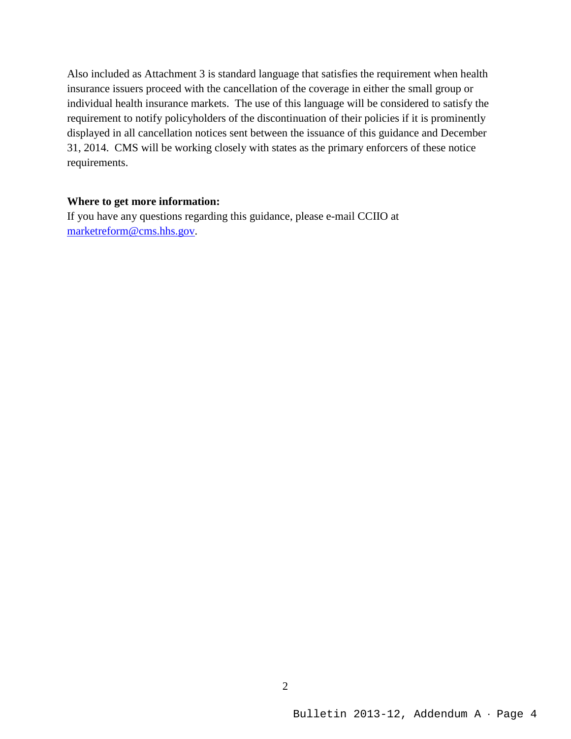Also included as Attachment 3 is standard language that satisfies the requirement when health insurance issuers proceed with the cancellation of the coverage in either the small group or individual health insurance markets. The use of this language will be considered to satisfy the requirement to notify policyholders of the discontinuation of their policies if it is prominently displayed in all cancellation notices sent between the issuance of this guidance and December 31, 2014. CMS will be working closely with states as the primary enforcers of these notice requirements.

**Where to get more information:**
If you have any questions regarding this guidance, please e-mail CCIIO at [marketreform@cms.hhs.gov](mailto:marketreform@cms.hhs.gov).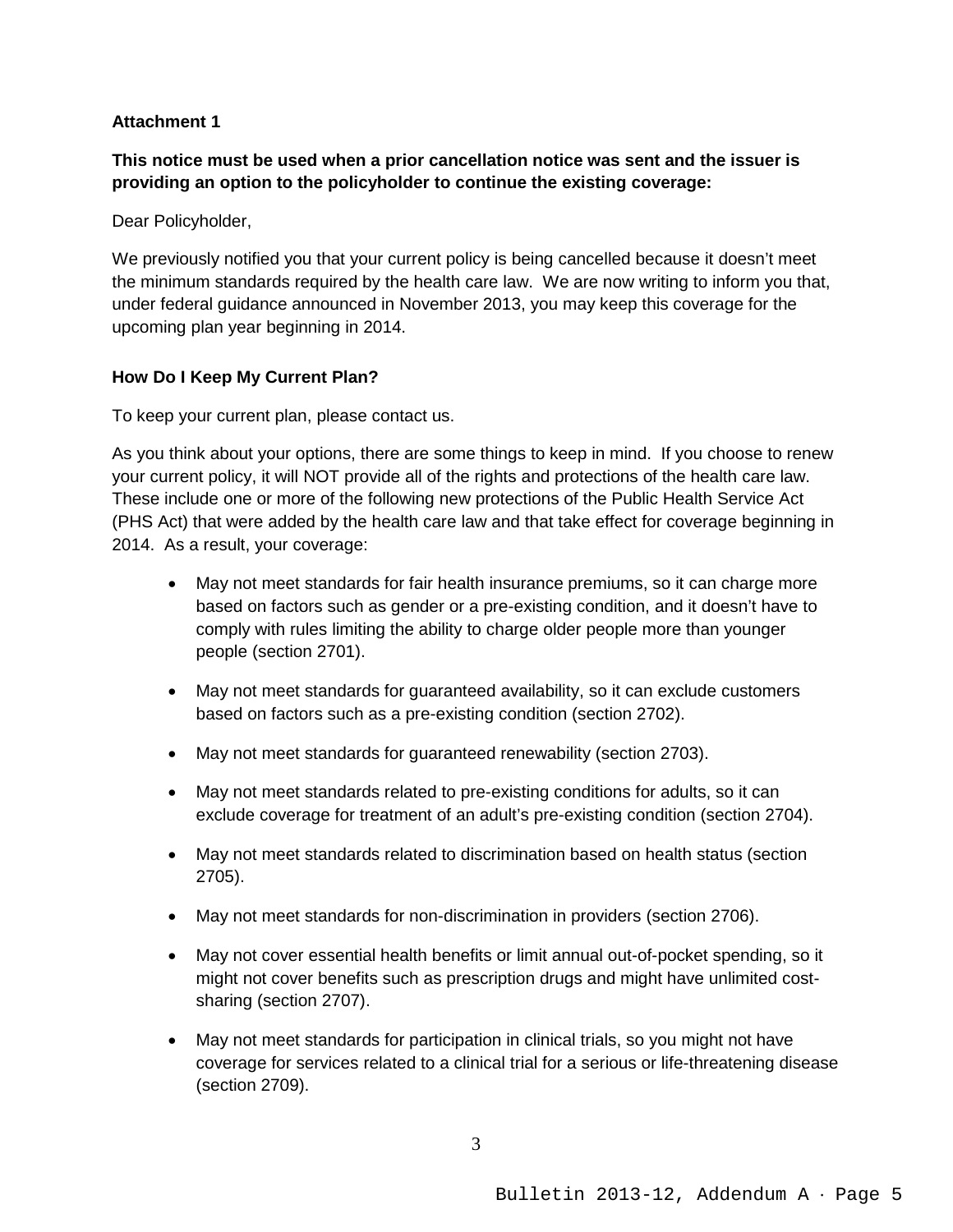**Attachment 1**

**This notice must be used when a prior cancellation notice was sent and the issuer is providing an option to the policyholder to continue the existing coverage:**

Dear Policyholder,

We previously notified you that your current policy is being cancelled because it doesn't meet the minimum standards required by the health care law. We are now writing to inform you that, under federal guidance announced in November 2013, you may keep this coverage for the upcoming plan year beginning in 2014.

**How Do I Keep My Current Plan?**

To keep your current plan, please contact us.

As you think about your options, there are some things to keep in mind. If you choose to renew your current policy, it will NOT provide all of the rights and protections of the health care law. These include one or more of the following new protections of the Public Health Service Act (PHS Act) that were added by the health care law and that take effect for coverage beginning in 2014. As a result, your coverage:

- May not meet standards for fair health insurance premiums, so it can charge more based on factors such as gender or a pre-existing condition, and it doesn't have to comply with rules limiting the ability to charge older people more than younger people (section 2701).
- May not meet standards for guaranteed availability, so it can exclude customers based on factors such as a pre-existing condition (section 2702).
- May not meet standards for guaranteed renewability (section 2703).
- May not meet standards related to pre-existing conditions for adults, so it can exclude coverage for treatment of an adult's pre-existing condition (section 2704).
- May not meet standards related to discrimination based on health status (section 2705).
- May not meet standards for non-discrimination in providers (section 2706).
- May not cover essential health benefits or limit annual out-of-pocket spending, so it might not cover benefits such as prescription drugs and might have unlimited cost-sharing (section 2707).
- May not meet standards for participation in clinical trials, so you might not have coverage for services related to a clinical trial for a serious or life-threatening disease (section 2709).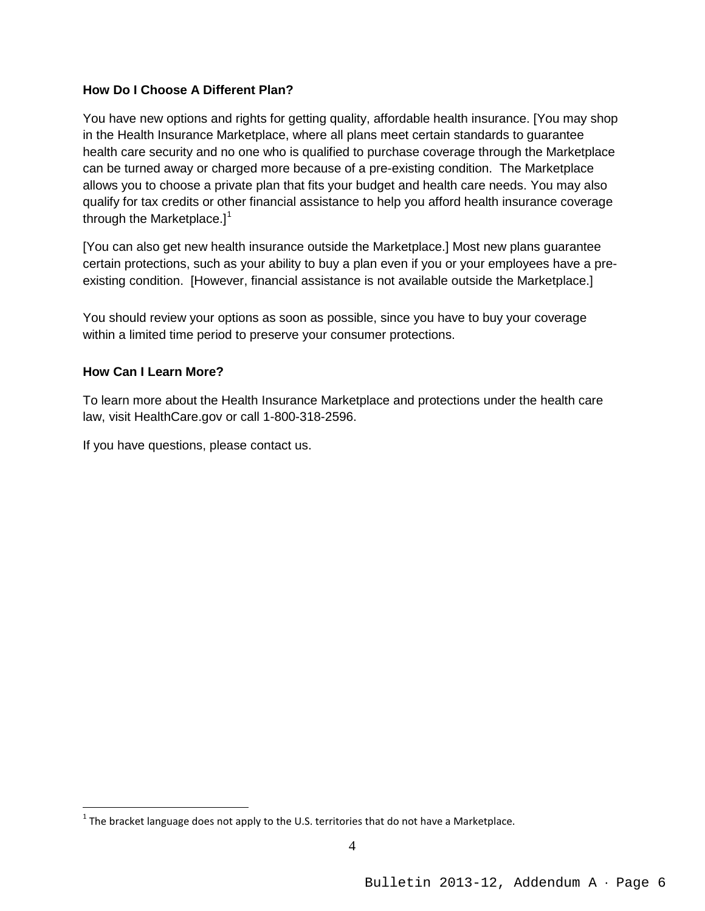**How Do I Choose A Different Plan?**

You have new options and rights for getting quality, affordable health insurance. [You may shop in the Health Insurance Marketplace, where all plans meet certain standards to guarantee health care security and no one who is qualified to purchase coverage through the Marketplace can be turned away or charged more because of a pre-existing condition. The Marketplace allows you to choose a private plan that fits your budget and health care needs. You may also qualify for tax credits or other financial assistance to help you afford health insurance coverage through the Marketplace.][1]

[You can also get new health insurance outside the Marketplace.] Most new plans guarantee certain protections, such as your ability to buy a plan even if you or your employees have a pre-existing condition. [However, financial assistance is not available outside the Marketplace.]

You should review your options as soon as possible, since you have to buy your coverage within a limited time period to preserve your consumer protections.

**How Can I Learn More?**

To learn more about the Health Insurance Marketplace and protections under the health care law, visit HealthCare.gov or call 1-800-318-2596.

If you have questions, please contact us.

[1] The bracket language does not apply to the U.S. territories that do not have a Marketplace.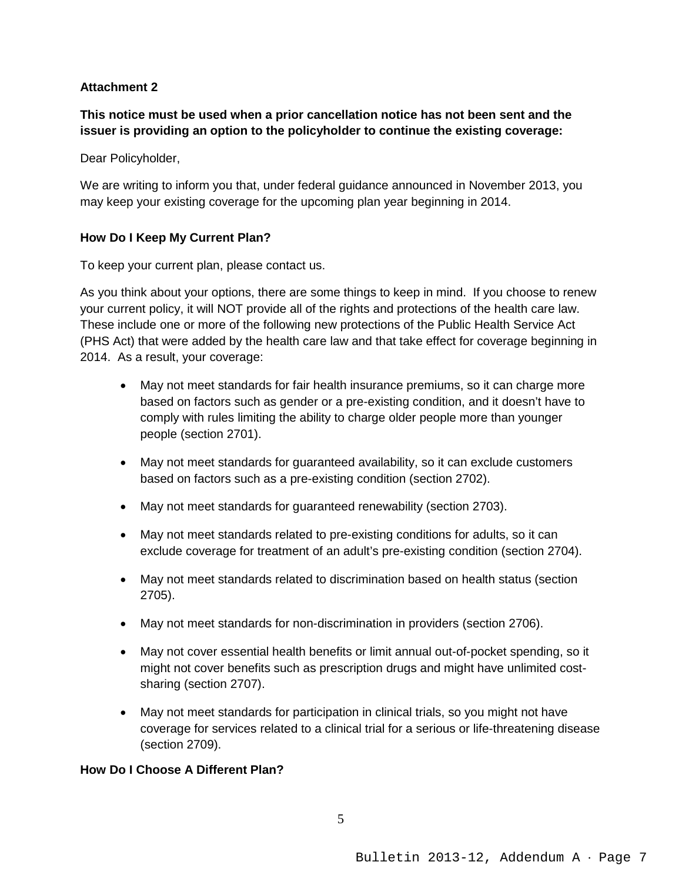**Attachment 2**

**This notice must be used when a prior cancellation notice has not been sent and the issuer is providing an option to the policyholder to continue the existing coverage:**

Dear Policyholder,

We are writing to inform you that, under federal guidance announced in November 2013, you may keep your existing coverage for the upcoming plan year beginning in 2014.

**How Do I Keep My Current Plan?**

To keep your current plan, please contact us.

As you think about your options, there are some things to keep in mind. If you choose to renew your current policy, it will NOT provide all of the rights and protections of the health care law. These include one or more of the following new protections of the Public Health Service Act (PHS Act) that were added by the health care law and that take effect for coverage beginning in 2014. As a result, your coverage:

- May not meet standards for fair health insurance premiums, so it can charge more based on factors such as gender or a pre-existing condition, and it doesn't have to comply with rules limiting the ability to charge older people more than younger people (section 2701).
- May not meet standards for guaranteed availability, so it can exclude customers based on factors such as a pre-existing condition (section 2702).
- May not meet standards for guaranteed renewability (section 2703).
- May not meet standards related to pre-existing conditions for adults, so it can exclude coverage for treatment of an adult's pre-existing condition (section 2704).
- May not meet standards related to discrimination based on health status (section 2705).
- May not meet standards for non-discrimination in providers (section 2706).
- May not cover essential health benefits or limit annual out-of-pocket spending, so it might not cover benefits such as prescription drugs and might have unlimited cost-sharing (section 2707).
- May not meet standards for participation in clinical trials, so you might not have coverage for services related to a clinical trial for a serious or life-threatening disease (section 2709).

**How Do I Choose A Different Plan?**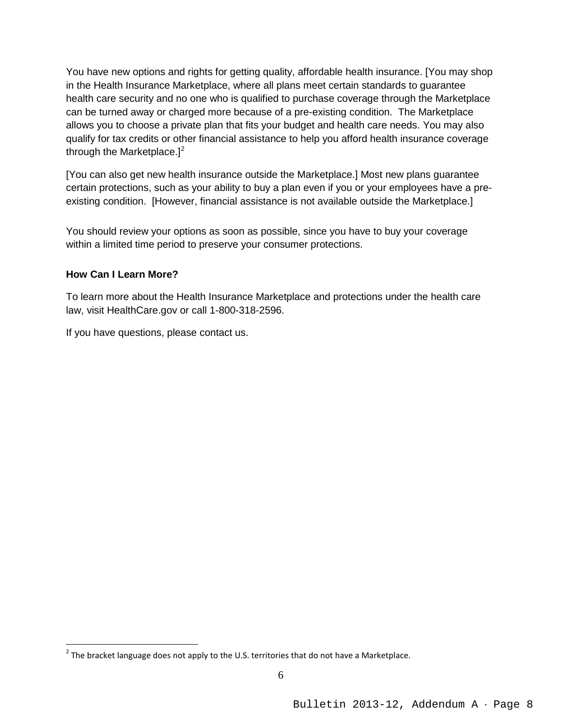You have new options and rights for getting quality, affordable health insurance. [You may shop in the Health Insurance Marketplace, where all plans meet certain standards to guarantee health care security and no one who is qualified to purchase coverage through the Marketplace can be turned away or charged more because of a pre-existing condition. The Marketplace allows you to choose a private plan that fits your budget and health care needs. You may also qualify for tax credits or other financial assistance to help you afford health insurance coverage through the Marketplace.][2]

[You can also get new health insurance outside the Marketplace.] Most new plans guarantee certain protections, such as your ability to buy a plan even if you or your employees have a pre-existing condition. [However, financial assistance is not available outside the Marketplace.]

You should review your options as soon as possible, since you have to buy your coverage within a limited time period to preserve your consumer protections.

**How Can I Learn More?**

To learn more about the Health Insurance Marketplace and protections under the health care law, visit HealthCare.gov or call 1-800-318-2596.

If you have questions, please contact us.

[2] The bracket language does not apply to the U.S. territories that do not have a Marketplace.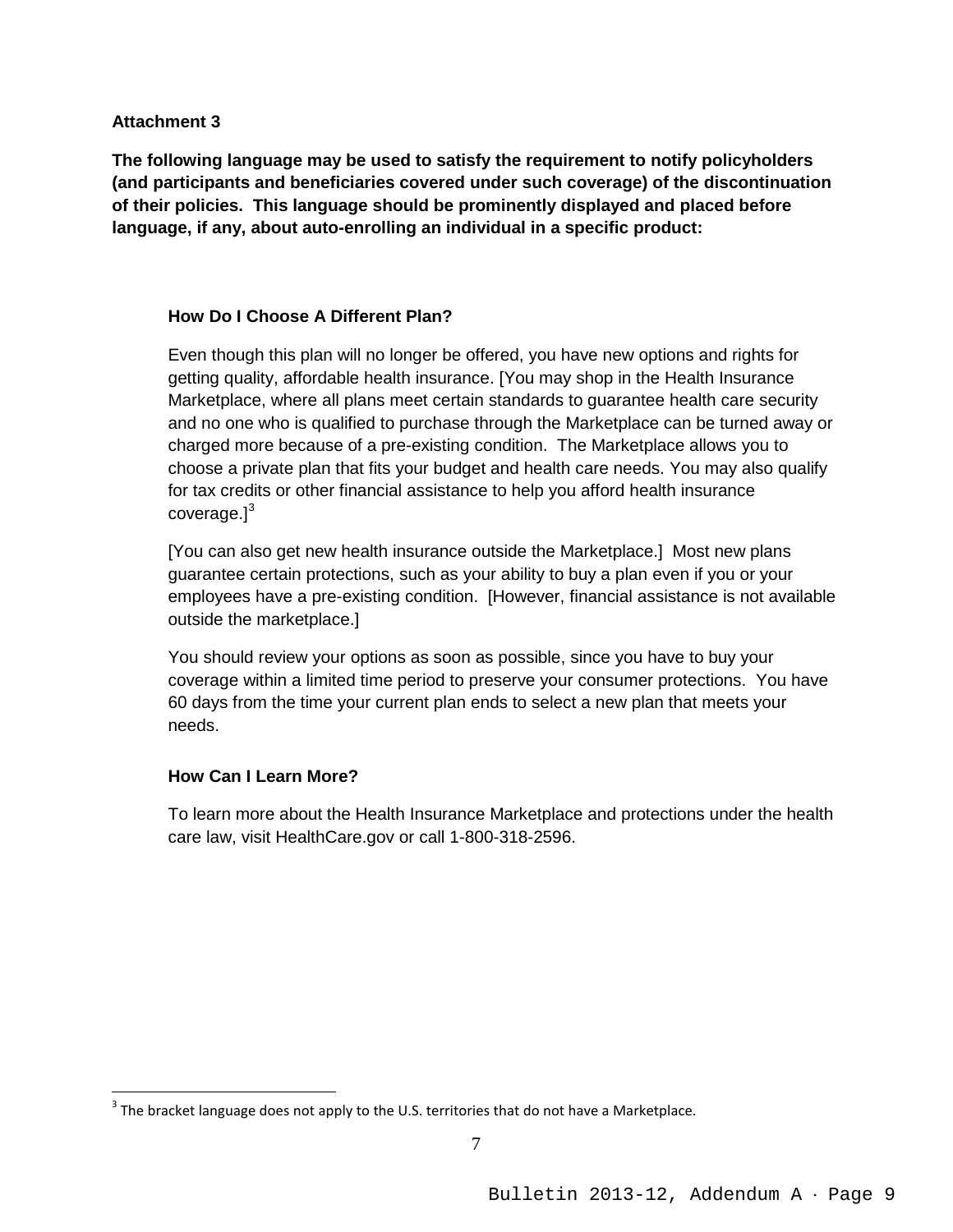**Attachment 3**

**The following language may be used to satisfy the requirement to notify policyholders (and participants and beneficiaries covered under such coverage) of the discontinuation of their policies. This language should be prominently displayed and placed before language, if any, about auto-enrolling an individual in a specific product:**

**How Do I Choose A Different Plan?**

Even though this plan will no longer be offered, you have new options and rights for getting quality, affordable health insurance. [You may shop in the Health Insurance Marketplace, where all plans meet certain standards to guarantee health care security and no one who is qualified to purchase through the Marketplace can be turned away or charged more because of a pre-existing condition. The Marketplace allows you to choose a private plan that fits your budget and health care needs. You may also qualify for tax credits or other financial assistance to help you afford health insurance coverage.][3]

[You can also get new health insurance outside the Marketplace.] Most new plans guarantee certain protections, such as your ability to buy a plan even if you or your employees have a pre-existing condition. [However, financial assistance is not available outside the marketplace.]

You should review your options as soon as possible, since you have to buy your coverage within a limited time period to preserve your consumer protections. You have 60 days from the time your current plan ends to select a new plan that meets your needs.

**How Can I Learn More?**

To learn more about the Health Insurance Marketplace and protections under the health care law, visit HealthCare.gov or call 1-800-318-2596.

[3] The bracket language does not apply to the U.S. territories that do not have a Marketplace.